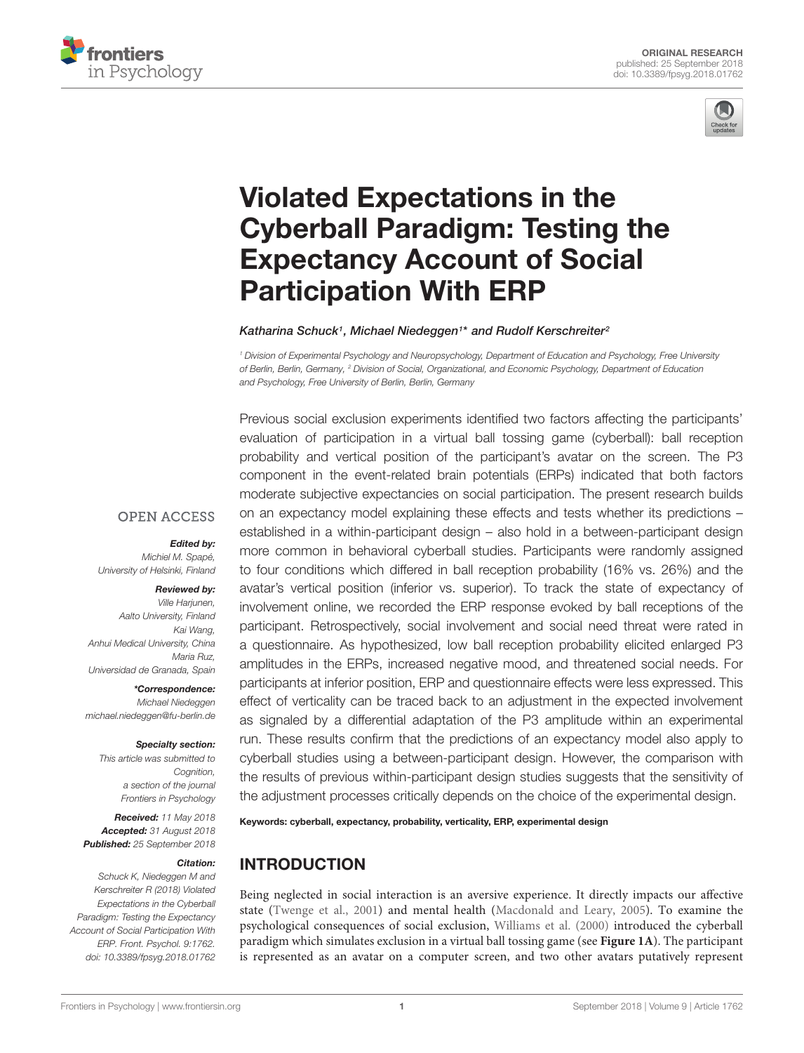ORIGINAL RESEARCH
published: 25 September 2018
doi: 10.3389/fpsyg.2018.01762

# Violated Expectations in the Cyberball Paradigm: Testing the Expectancy Account of Social Participation With ERP

*Katharina Schuck[1], Michael Niedeggen[1]\* and Rudolf Kerschreiter[2]*

*[1] Division of Experimental Psychology and Neuropsychology, Department of Education and Psychology, Free University of Berlin, Berlin, Germany, [2] Division of Social, Organizational, and Economic Psychology, Department of Education and Psychology, Free University of Berlin, Berlin, Germany*

Previous social exclusion experiments identified two factors affecting the participants' evaluation of participation in a virtual ball tossing game (cyberball): ball reception probability and vertical position of the participant's avatar on the screen. The P3 component in the event-related brain potentials (ERPs) indicated that both factors moderate subjective expectancies on social participation. The present research builds on an expectancy model explaining these effects and tests whether its predictions – established in a within-participant design – also hold in a between-participant design more common in behavioral cyberball studies. Participants were randomly assigned to four conditions which differed in ball reception probability (16% vs. 26%) and the avatar's vertical position (inferior vs. superior). To track the state of expectancy of involvement online, we recorded the ERP response evoked by ball receptions of the participant. Retrospectively, social involvement and social need threat were rated in a questionnaire. As hypothesized, low ball reception probability elicited enlarged P3 amplitudes in the ERPs, increased negative mood, and threatened social needs. For participants at inferior position, ERP and questionnaire effects were less expressed. This effect of verticality can be traced back to an adjustment in the expected involvement as signaled by a differential adaptation of the P3 amplitude within an experimental run. These results confirm that the predictions of an expectancy model also apply to cyberball studies using a between-participant design. However, the comparison with the results of previous within-participant design studies suggests that the sensitivity of the adjustment processes critically depends on the choice of the experimental design.

**Keywords: cyberball, expectancy, probability, verticality, ERP, experimental design**

OPEN ACCESS

***Edited by:***
*Michiel M. Spapé, University of Helsinki, Finland*

***Reviewed by:***
*Ville Harjunen, Aalto University, Finland*
*Kai Wang, Anhui Medical University, China*
*Maria Ruz, Universidad de Granada, Spain*

***\*Correspondence:***
*Michael Niedeggen*
*michael.niedeggen@fu-berlin.de*

***Specialty section:***
*This article was submitted to Cognition, a section of the journal Frontiers in Psychology*

***Received:*** *11 May 2018*
***Accepted:*** *31 August 2018*
***Published:*** *25 September 2018*

***Citation:***
*Schuck K, Niedeggen M and Kerschreiter R (2018) Violated Expectations in the Cyberball Paradigm: Testing the Expectancy Account of Social Participation With ERP. Front. Psychol. 9:1762. doi: 10.3389/fpsyg.2018.01762*

## INTRODUCTION

Being neglected in social interaction is an aversive experience. It directly impacts our affective state (Twenge et al., 2001) and mental health (Macdonald and Leary, 2005). To examine the psychological consequences of social exclusion, Williams et al. (2000) introduced the cyberball paradigm which simulates exclusion in a virtual ball tossing game (see **Figure 1A**). The participant is represented as an avatar on a computer screen, and two other avatars putatively represent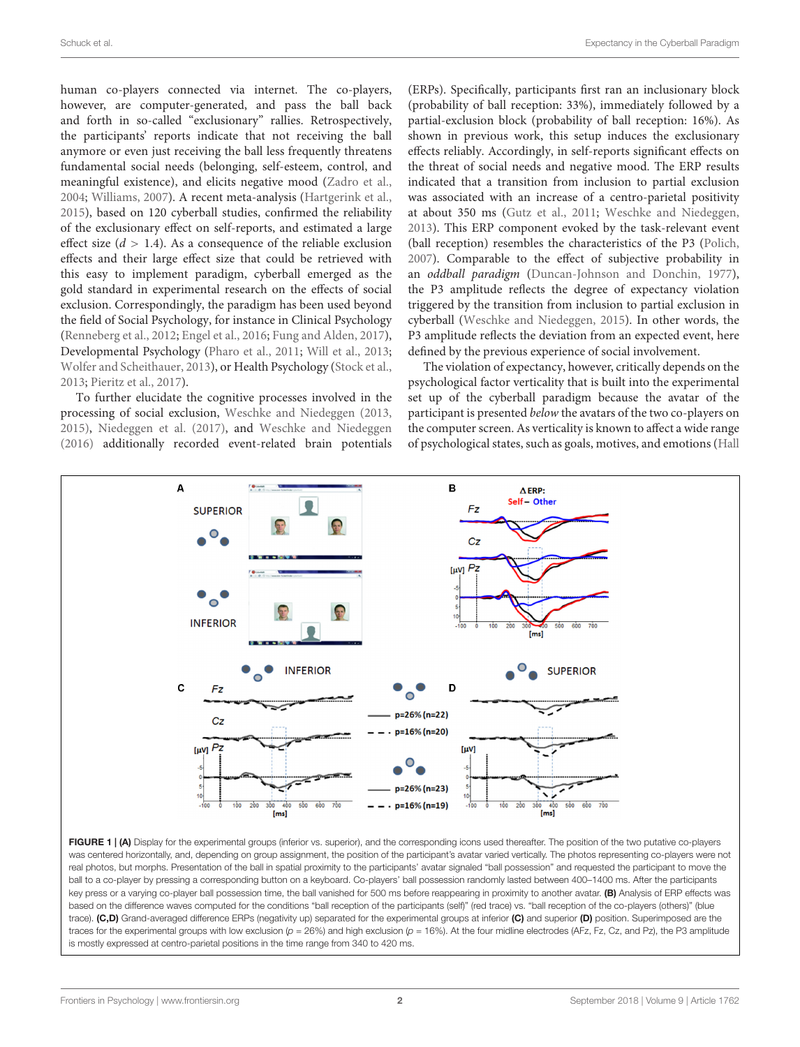human co-players connected via internet. The co-players, however, are computer-generated, and pass the ball back and forth in so-called "exclusionary" rallies. Retrospectively, the participants' reports indicate that not receiving the ball anymore or even just receiving the ball less frequently threatens fundamental social needs (belonging, self-esteem, control, and meaningful existence), and elicits negative mood (Zadro et al., 2004; Williams, 2007). A recent meta-analysis (Hartgerink et al., 2015), based on 120 cyberball studies, confirmed the reliability of the exclusionary effect on self-reports, and estimated a large effect size ($d$ > 1.4). As a consequence of the reliable exclusion effects and their large effect size that could be retrieved with this easy to implement paradigm, cyberball emerged as the gold standard in experimental research on the effects of social exclusion. Correspondingly, the paradigm has been used beyond the field of Social Psychology, for instance in Clinical Psychology (Renneberg et al., 2012; Engel et al., 2016; Fung and Alden, 2017), Developmental Psychology (Pharo et al., 2011; Will et al., 2013; Wolfer and Scheithauer, 2013), or Health Psychology (Stock et al., 2013; Pieritz et al., 2017).

To further elucidate the cognitive processes involved in the processing of social exclusion, Weschke and Niedeggen (2013, 2015), Niedeggen et al. (2017), and Weschke and Niedeggen (2016) additionally recorded event-related brain potentials (ERPs). Specifically, participants first ran an inclusionary block (probability of ball reception: 33%), immediately followed by a partial-exclusion block (probability of ball reception: 16%). As shown in previous work, this setup induces the exclusionary effects reliably. Accordingly, in self-reports significant effects on the threat of social needs and negative mood. The ERP results indicated that a transition from inclusion to partial exclusion was associated with an increase of a centro-parietal positivity at about 350 ms (Gutz et al., 2011; Weschke and Niedeggen, 2013). This ERP component evoked by the task-relevant event (ball reception) resembles the characteristics of the P3 (Polich, 2007). Comparable to the effect of subjective probability in an *oddball paradigm* (Duncan-Johnson and Donchin, 1977), the P3 amplitude reflects the degree of expectancy violation triggered by the transition from inclusion to partial exclusion in cyberball (Weschke and Niedeggen, 2015). In other words, the P3 amplitude reflects the deviation from an expected event, here defined by the previous experience of social involvement.

The violation of expectancy, however, critically depends on the psychological factor verticality that is built into the experimental set up of the cyberball paradigm because the avatar of the participant is presented *below* the avatars of the two co-players on the computer screen. As verticality is known to affect a wide range of psychological states, such as goals, motives, and emotions (Hall

**FIGURE 1 | (A)** Display for the experimental groups (inferior vs. superior), and the corresponding icons used thereafter. The position of the two putative co-players was centered horizontally, and, depending on group assignment, the position of the participant's avatar varied vertically. The photos representing co-players were not real photos, but morphs. Presentation of the ball in spatial proximity to the participants' avatar signaled "ball possession" and requested the participant to move the ball to a co-player by pressing a corresponding button on a keyboard. Co-players' ball possession randomly lasted between 400–1400 ms. After the participants key press or a varying co-player ball possession time, the ball vanished for 500 ms before reappearing in proximity to another avatar. **(B)** Analysis of ERP effects was based on the difference waves computed for the conditions "ball reception of the participants (self)" (red trace) vs. "ball reception of the co-players (others)" (blue trace). **(C,D)** Grand-averaged difference ERPs (negativity up) separated for the experimental groups at inferior **(C)** and superior **(D)** position. Superimposed are the traces for the experimental groups with low exclusion ($p$ = 26%) and high exclusion ($p$ = 16%). At the four midline electrodes (AFz, Fz, Cz, and Pz), the P3 amplitude is mostly expressed at centro-parietal positions in the time range from 340 to 420 ms.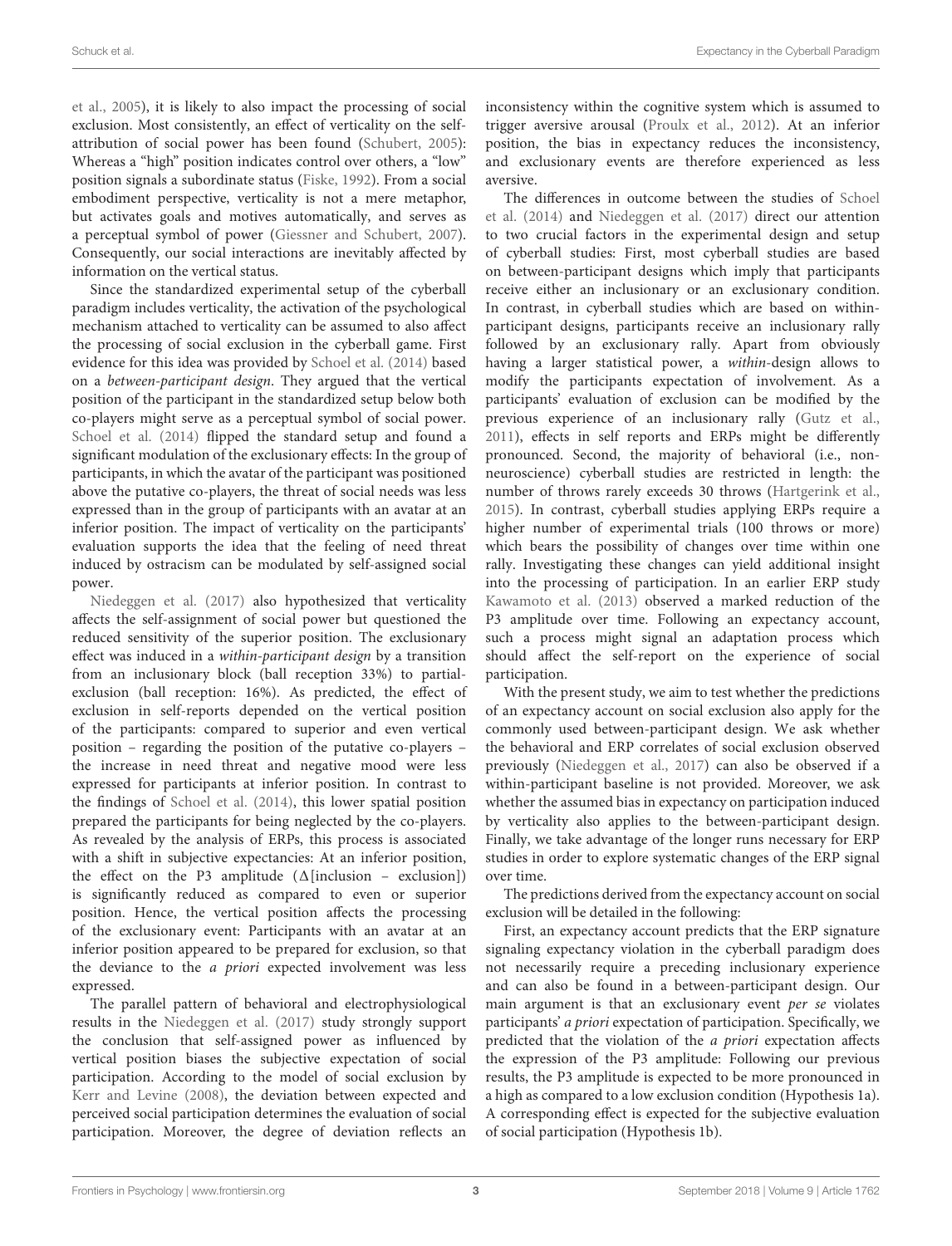et al., 2005), it is likely to also impact the processing of social exclusion. Most consistently, an effect of verticality on the self-attribution of social power has been found (Schubert, 2005): Whereas a "high" position indicates control over others, a "low" position signals a subordinate status (Fiske, 1992). From a social embodiment perspective, verticality is not a mere metaphor, but activates goals and motives automatically, and serves as a perceptual symbol of power (Giessner and Schubert, 2007). Consequently, our social interactions are inevitably affected by information on the vertical status.

Since the standardized experimental setup of the cyberball paradigm includes verticality, the activation of the psychological mechanism attached to verticality can be assumed to also affect the processing of social exclusion in the cyberball game. First evidence for this idea was provided by Schoel et al. (2014) based on a *between-participant design*. They argued that the vertical position of the participant in the standardized setup below both co-players might serve as a perceptual symbol of social power. Schoel et al. (2014) flipped the standard setup and found a significant modulation of the exclusionary effects: In the group of participants, in which the avatar of the participant was positioned above the putative co-players, the threat of social needs was less expressed than in the group of participants with an avatar at an inferior position. The impact of verticality on the participants' evaluation supports the idea that the feeling of need threat induced by ostracism can be modulated by self-assigned social power.

Niedeggen et al. (2017) also hypothesized that verticality affects the self-assignment of social power but questioned the reduced sensitivity of the superior position. The exclusionary effect was induced in a *within-participant design* by a transition from an inclusionary block (ball reception 33%) to partial-exclusion (ball reception: 16%). As predicted, the effect of exclusion in self-reports depended on the vertical position of the participants: compared to superior and even vertical position – regarding the position of the putative co-players – the increase in need threat and negative mood were less expressed for participants at inferior position. In contrast to the findings of Schoel et al. (2014), this lower spatial position prepared the participants for being neglected by the co-players. As revealed by the analysis of ERPs, this process is associated with a shift in subjective expectancies: At an inferior position, the effect on the P3 amplitude ($\Delta$[inclusion – exclusion]) is significantly reduced as compared to even or superior position. Hence, the vertical position affects the processing of the exclusionary event: Participants with an avatar at an inferior position appeared to be prepared for exclusion, so that the deviance to the *a priori* expected involvement was less expressed.

The parallel pattern of behavioral and electrophysiological results in the Niedeggen et al. (2017) study strongly support the conclusion that self-assigned power as influenced by vertical position biases the subjective expectation of social participation. According to the model of social exclusion by Kerr and Levine (2008), the deviation between expected and perceived social participation determines the evaluation of social participation. Moreover, the degree of deviation reflects an inconsistency within the cognitive system which is assumed to trigger aversive arousal (Proulx et al., 2012). At an inferior position, the bias in expectancy reduces the inconsistency, and exclusionary events are therefore experienced as less aversive.

The differences in outcome between the studies of Schoel et al. (2014) and Niedeggen et al. (2017) direct our attention to two crucial factors in the experimental design and setup of cyberball studies: First, most cyberball studies are based on between-participant designs which imply that participants receive either an inclusionary or an exclusionary condition. In contrast, in cyberball studies which are based on within-participant designs, participants receive an inclusionary rally followed by an exclusionary rally. Apart from obviously having a larger statistical power, a *within*-design allows to modify the participants expectation of involvement. As a participants' evaluation of exclusion can be modified by the previous experience of an inclusionary rally (Gutz et al., 2011), effects in self reports and ERPs might be differently pronounced. Second, the majority of behavioral (i.e., non-neuroscience) cyberball studies are restricted in length: the number of throws rarely exceeds 30 throws (Hartgerink et al., 2015). In contrast, cyberball studies applying ERPs require a higher number of experimental trials (100 throws or more) which bears the possibility of changes over time within one rally. Investigating these changes can yield additional insight into the processing of participation. In an earlier ERP study Kawamoto et al. (2013) observed a marked reduction of the P3 amplitude over time. Following an expectancy account, such a process might signal an adaptation process which should affect the self-report on the experience of social participation.

With the present study, we aim to test whether the predictions of an expectancy account on social exclusion also apply for the commonly used between-participant design. We ask whether the behavioral and ERP correlates of social exclusion observed previously (Niedeggen et al., 2017) can also be observed if a within-participant baseline is not provided. Moreover, we ask whether the assumed bias in expectancy on participation induced by verticality also applies to the between-participant design. Finally, we take advantage of the longer runs necessary for ERP studies in order to explore systematic changes of the ERP signal over time.

The predictions derived from the expectancy account on social exclusion will be detailed in the following:

First, an expectancy account predicts that the ERP signature signaling expectancy violation in the cyberball paradigm does not necessarily require a preceding inclusionary experience and can also be found in a between-participant design. Our main argument is that an exclusionary event *per se* violates participants' *a priori* expectation of participation. Specifically, we predicted that the violation of the *a priori* expectation affects the expression of the P3 amplitude: Following our previous results, the P3 amplitude is expected to be more pronounced in a high as compared to a low exclusion condition (Hypothesis 1a). A corresponding effect is expected for the subjective evaluation of social participation (Hypothesis 1b).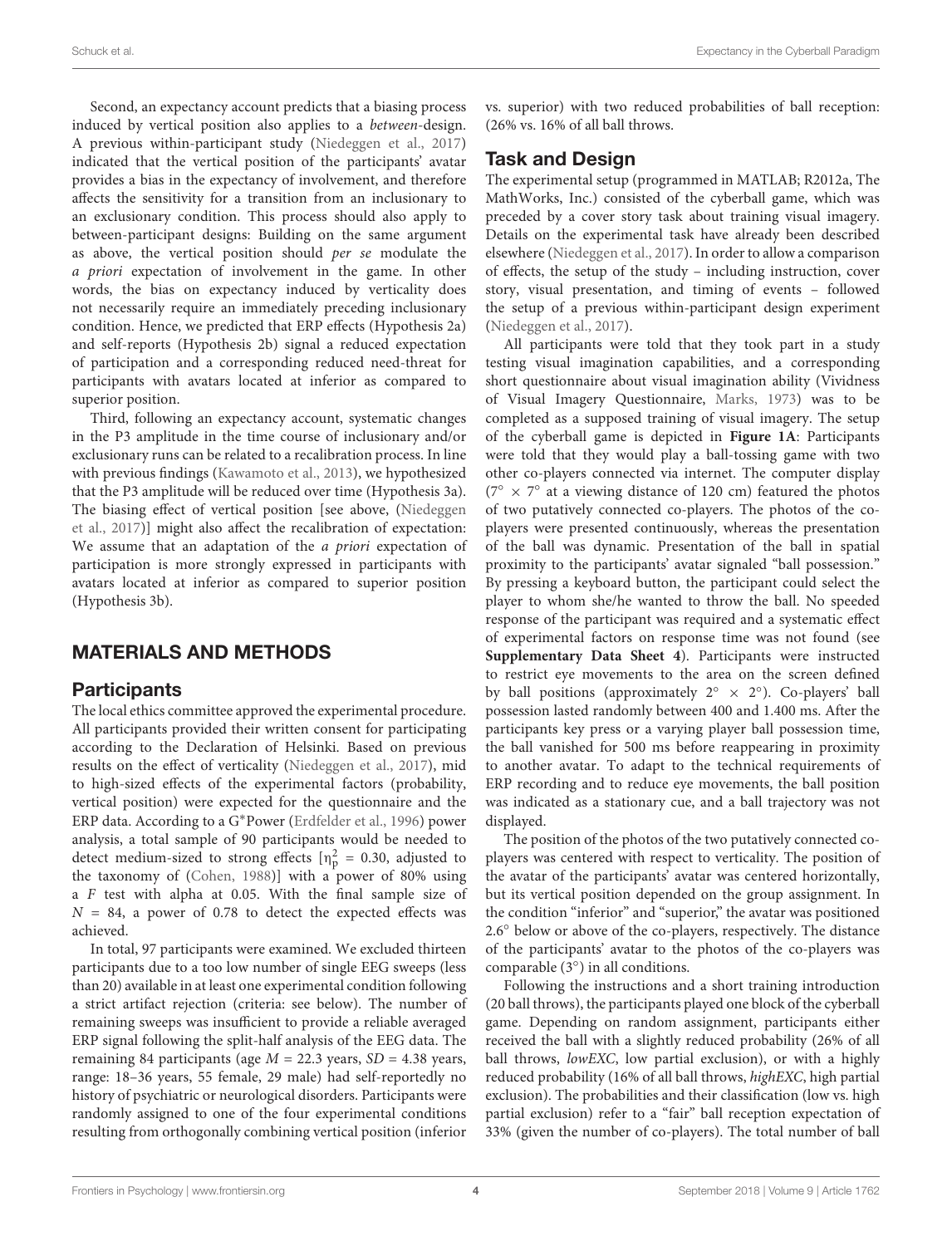Second, an expectancy account predicts that a biasing process induced by vertical position also applies to a *between*-design. A previous within-participant study (Niedeggen et al., 2017) indicated that the vertical position of the participants' avatar provides a bias in the expectancy of involvement, and therefore affects the sensitivity for a transition from an inclusionary to an exclusionary condition. This process should also apply to between-participant designs: Building on the same argument as above, the vertical position should *per se* modulate the *a priori* expectation of involvement in the game. In other words, the bias on expectancy induced by verticality does not necessarily require an immediately preceding inclusionary condition. Hence, we predicted that ERP effects (Hypothesis 2a) and self-reports (Hypothesis 2b) signal a reduced expectation of participation and a corresponding reduced need-threat for participants with avatars located at inferior as compared to superior position.

Third, following an expectancy account, systematic changes in the P3 amplitude in the time course of inclusionary and/or exclusionary runs can be related to a recalibration process. In line with previous findings (Kawamoto et al., 2013), we hypothesized that the P3 amplitude will be reduced over time (Hypothesis 3a). The biasing effect of vertical position [see above, (Niedeggen et al., 2017)] might also affect the recalibration of expectation: We assume that an adaptation of the *a priori* expectation of participation is more strongly expressed in participants with avatars located at inferior as compared to superior position (Hypothesis 3b).

## MATERIALS AND METHODS

### Participants

The local ethics committee approved the experimental procedure. All participants provided their written consent for participating according to the Declaration of Helsinki. Based on previous results on the effect of verticality (Niedeggen et al., 2017), mid to high-sized effects of the experimental factors (probability, vertical position) were expected for the questionnaire and the ERP data. According to a G*Power (Erdfelder et al., 1996) power analysis, a total sample of 90 participants would be needed to detect medium-sized to strong effects [$\eta_p^2 = 0.30$, adjusted to the taxonomy of (Cohen, 1988)] with a power of 80% using a $F$ test with alpha at 0.05. With the final sample size of $N = 84$, a power of 0.78 to detect the expected effects was achieved.

In total, 97 participants were examined. We excluded thirteen participants due to a too low number of single EEG sweeps (less than 20) available in at least one experimental condition following a strict artifact rejection (criteria: see below). The number of remaining sweeps was insufficient to provide a reliable averaged ERP signal following the split-half analysis of the EEG data. The remaining 84 participants (age $M = 22.3$ years, $SD = 4.38$ years, range: 18–36 years, 55 female, 29 male) had self-reportedly no history of psychiatric or neurological disorders. Participants were randomly assigned to one of the four experimental conditions resulting from orthogonally combining vertical position (inferior vs. superior) with two reduced probabilities of ball reception: (26% vs. 16% of all ball throws.

### Task and Design

The experimental setup (programmed in MATLAB; R2012a, The MathWorks, Inc.) consisted of the cyberball game, which was preceded by a cover story task about training visual imagery. Details on the experimental task have already been described elsewhere (Niedeggen et al., 2017). In order to allow a comparison of effects, the setup of the study – including instruction, cover story, visual presentation, and timing of events – followed the setup of a previous within-participant design experiment (Niedeggen et al., 2017).

All participants were told that they took part in a study testing visual imagination capabilities, and a corresponding short questionnaire about visual imagination ability (Vividness of Visual Imagery Questionnaire, Marks, 1973) was to be completed as a supposed training of visual imagery. The setup of the cyberball game is depicted in **Figure 1A**: Participants were told that they would play a ball-tossing game with two other co-players connected via internet. The computer display (7° × 7° at a viewing distance of 120 cm) featured the photos of two putatively connected co-players. The photos of the co-players were presented continuously, whereas the presentation of the ball was dynamic. Presentation of the ball in spatial proximity to the participants' avatar signaled "ball possession." By pressing a keyboard button, the participant could select the player to whom she/he wanted to throw the ball. No speeded response of the participant was required and a systematic effect of experimental factors on response time was not found (see **Supplementary Data Sheet 4**). Participants were instructed to restrict eye movements to the area on the screen defined by ball positions (approximately 2° × 2°). Co-players' ball possession lasted randomly between 400 and 1.400 ms. After the participants key press or a varying player ball possession time, the ball vanished for 500 ms before reappearing in proximity to another avatar. To adapt to the technical requirements of ERP recording and to reduce eye movements, the ball position was indicated as a stationary cue, and a ball trajectory was not displayed.

The position of the photos of the two putatively connected co-players was centered with respect to verticality. The position of the avatar of the participants' avatar was centered horizontally, but its vertical position depended on the group assignment. In the condition "inferior" and "superior," the avatar was positioned 2.6° below or above of the co-players, respectively. The distance of the participants' avatar to the photos of the co-players was comparable (3°) in all conditions.

Following the instructions and a short training introduction (20 ball throws), the participants played one block of the cyberball game. Depending on random assignment, participants either received the ball with a slightly reduced probability (26% of all ball throws, *lowEXC*, low partial exclusion), or with a highly reduced probability (16% of all ball throws, *highEXC*, high partial exclusion). The probabilities and their classification (low vs. high partial exclusion) refer to a "fair" ball reception expectation of 33% (given the number of co-players). The total number of ball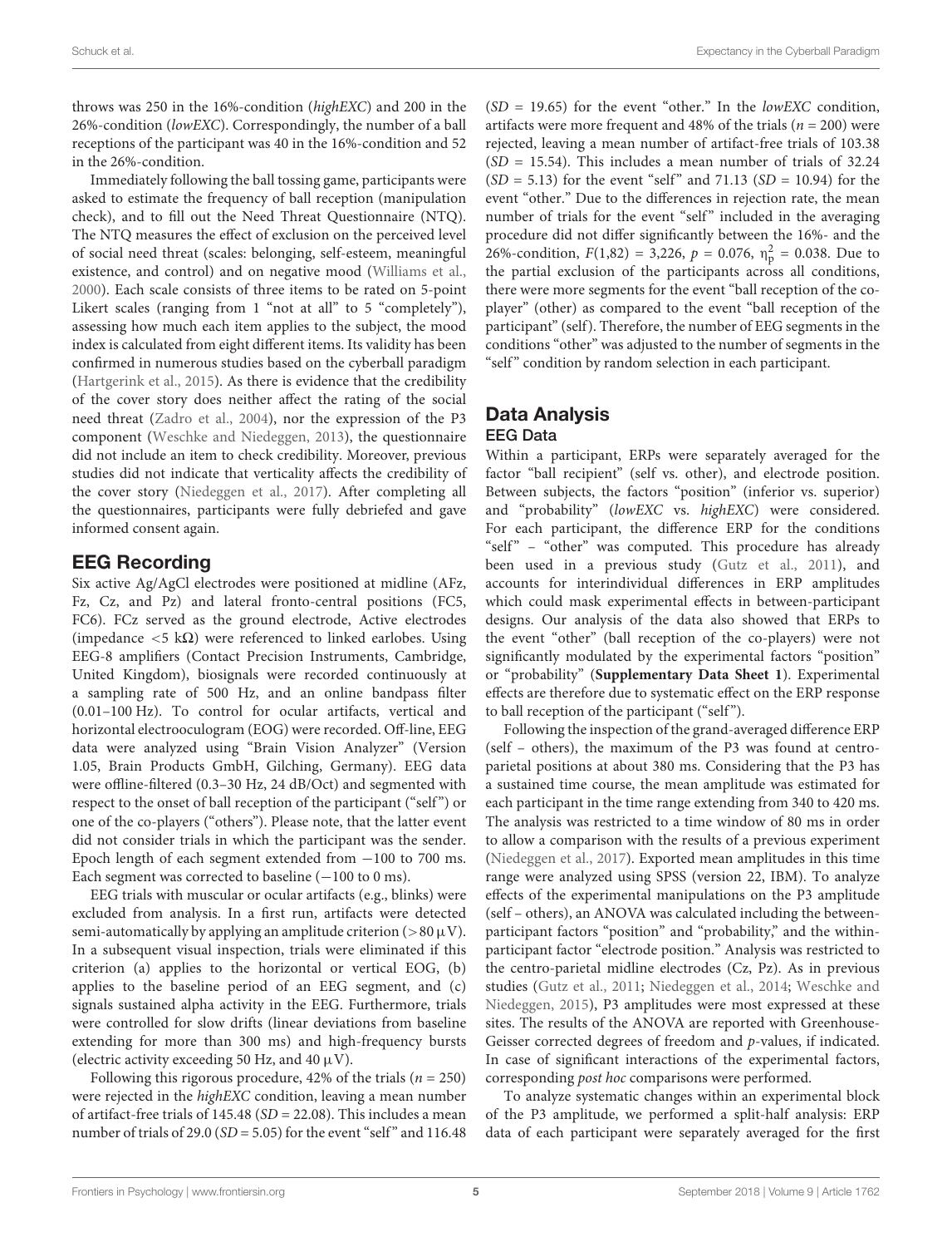throws was 250 in the 16%-condition (*highEXC*) and 200 in the 26%-condition (*lowEXC*). Correspondingly, the number of a ball receptions of the participant was 40 in the 16%-condition and 52 in the 26%-condition.

Immediately following the ball tossing game, participants were asked to estimate the frequency of ball reception (manipulation check), and to fill out the Need Threat Questionnaire (NTQ). The NTQ measures the effect of exclusion on the perceived level of social need threat (scales: belonging, self-esteem, meaningful existence, and control) and on negative mood (Williams et al., 2000). Each scale consists of three items to be rated on 5-point Likert scales (ranging from 1 "not at all" to 5 "completely"), assessing how much each item applies to the subject, the mood index is calculated from eight different items. Its validity has been confirmed in numerous studies based on the cyberball paradigm (Hartgerink et al., 2015). As there is evidence that the credibility of the cover story does neither affect the rating of the social need threat (Zadro et al., 2004), nor the expression of the P3 component (Weschke and Niedeggen, 2013), the questionnaire did not include an item to check credibility. Moreover, previous studies did not indicate that verticality affects the credibility of the cover story (Niedeggen et al., 2017). After completing all the questionnaires, participants were fully debriefed and gave informed consent again.

## EEG Recording

Six active Ag/AgCl electrodes were positioned at midline (AFz, Fz, Cz, and Pz) and lateral fronto-central positions (FC5, FC6). FCz served as the ground electrode, Active electrodes (impedance <5 kΩ) were referenced to linked earlobes. Using EEG-8 amplifiers (Contact Precision Instruments, Cambridge, United Kingdom), biosignals were recorded continuously at a sampling rate of 500 Hz, and an online bandpass filter (0.01–100 Hz). To control for ocular artifacts, vertical and horizontal electrooculogram (EOG) were recorded. Off-line, EEG data were analyzed using "Brain Vision Analyzer" (Version 1.05, Brain Products GmbH, Gilching, Germany). EEG data were offline-filtered (0.3–30 Hz, 24 dB/Oct) and segmented with respect to the onset of ball reception of the participant ("self") or one of the co-players ("others"). Please note, that the latter event did not consider trials in which the participant was the sender. Epoch length of each segment extended from −100 to 700 ms. Each segment was corrected to baseline (−100 to 0 ms).

EEG trials with muscular or ocular artifacts (e.g., blinks) were excluded from analysis. In a first run, artifacts were detected semi-automatically by applying an amplitude criterion (>80 μV). In a subsequent visual inspection, trials were eliminated if this criterion (a) applies to the horizontal or vertical EOG, (b) applies to the baseline period of an EEG segment, and (c) signals sustained alpha activity in the EEG. Furthermore, trials were controlled for slow drifts (linear deviations from baseline extending for more than 300 ms) and high-frequency bursts (electric activity exceeding 50 Hz, and 40 μV).

Following this rigorous procedure, 42% of the trials ($n = 250$) were rejected in the *highEXC* condition, leaving a mean number of artifact-free trials of 145.48 ($SD = 22.08$). This includes a mean number of trials of 29.0 ($SD = 5.05$) for the event "self" and 116.48 ($SD = 19.65$) for the event "other." In the *lowEXC* condition, artifacts were more frequent and 48% of the trials ($n = 200$) were rejected, leaving a mean number of artifact-free trials of 103.38 ($SD = 15.54$). This includes a mean number of trials of 32.24 ($SD = 5.13$) for the event "self" and 71.13 ($SD = 10.94$) for the event "other." Due to the differences in rejection rate, the mean number of trials for the event "self" included in the averaging procedure did not differ significantly between the 16%- and the 26%-condition, $F(1,82) = 3{,}226$, $p = 0.076$, $\eta^2_p = 0.038$. Due to the partial exclusion of the participants across all conditions, there were more segments for the event "ball reception of the co-player" (other) as compared to the event "ball reception of the participant" (self). Therefore, the number of EEG segments in the conditions "other" was adjusted to the number of segments in the "self" condition by random selection in each participant.

## Data Analysis

### EEG Data

Within a participant, ERPs were separately averaged for the factor "ball recipient" (self vs. other), and electrode position. Between subjects, the factors "position" (inferior vs. superior) and "probability" (*lowEXC* vs. *highEXC*) were considered. For each participant, the difference ERP for the conditions "self" – "other" was computed. This procedure has already been used in a previous study (Gutz et al., 2011), and accounts for interindividual differences in ERP amplitudes which could mask experimental effects in between-participant designs. Our analysis of the data also showed that ERPs to the event "other" (ball reception of the co-players) were not significantly modulated by the experimental factors "position" or "probability" (**Supplementary Data Sheet 1**). Experimental effects are therefore due to systematic effect on the ERP response to ball reception of the participant ("self").

Following the inspection of the grand-averaged difference ERP (self – others), the maximum of the P3 was found at centro-parietal positions at about 380 ms. Considering that the P3 has a sustained time course, the mean amplitude was estimated for each participant in the time range extending from 340 to 420 ms. The analysis was restricted to a time window of 80 ms in order to allow a comparison with the results of a previous experiment (Niedeggen et al., 2017). Exported mean amplitudes in this time range were analyzed using SPSS (version 22, IBM). To analyze effects of the experimental manipulations on the P3 amplitude (self – others), an ANOVA was calculated including the between-participant factors "position" and "probability," and the within-participant factor "electrode position." Analysis was restricted to the centro-parietal midline electrodes (Cz, Pz). As in previous studies (Gutz et al., 2011; Niedeggen et al., 2014; Weschke and Niedeggen, 2015), P3 amplitudes were most expressed at these sites. The results of the ANOVA are reported with Greenhouse-Geisser corrected degrees of freedom and *p*-values, if indicated. In case of significant interactions of the experimental factors, corresponding *post hoc* comparisons were performed.

To analyze systematic changes within an experimental block of the P3 amplitude, we performed a split-half analysis: ERP data of each participant were separately averaged for the first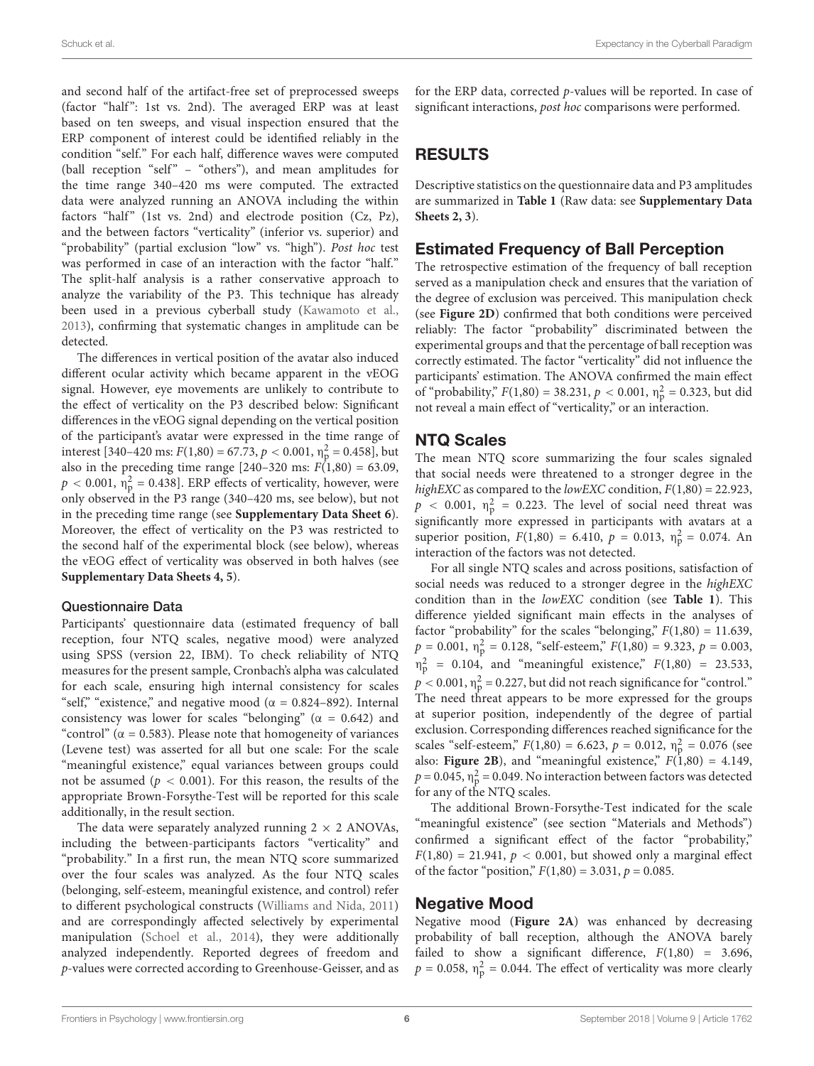and second half of the artifact-free set of preprocessed sweeps (factor "half": 1st vs. 2nd). The averaged ERP was at least based on ten sweeps, and visual inspection ensured that the ERP component of interest could be identified reliably in the condition "self." For each half, difference waves were computed (ball reception "self" – "others"), and mean amplitudes for the time range 340–420 ms were computed. The extracted data were analyzed running an ANOVA including the within factors "half" (1st vs. 2nd) and electrode position (Cz, Pz), and the between factors "verticality" (inferior vs. superior) and "probability" (partial exclusion "low" vs. "high"). *Post hoc* test was performed in case of an interaction with the factor "half." The split-half analysis is a rather conservative approach to analyze the variability of the P3. This technique has already been used in a previous cyberball study (Kawamoto et al., 2013), confirming that systematic changes in amplitude can be detected.

The differences in vertical position of the avatar also induced different ocular activity which became apparent in the vEOG signal. However, eye movements are unlikely to contribute to the effect of verticality on the P3 described below: Significant differences in the vEOG signal depending on the vertical position of the participant's avatar were expressed in the time range of interest [340–420 ms: $F(1,80) = 67.73$, $p < 0.001$, $\eta_p^2 = 0.458$], but also in the preceding time range [240–320 ms: $F(1,80) = 63.09$, $p < 0.001$, $\eta_p^2 = 0.438$]. ERP effects of verticality, however, were only observed in the P3 range (340–420 ms, see below), but not in the preceding time range (see **Supplementary Data Sheet 6**). Moreover, the effect of verticality on the P3 was restricted to the second half of the experimental block (see below), whereas the vEOG effect of verticality was observed in both halves (see **Supplementary Data Sheets 4, 5**).

### Questionnaire Data

Participants' questionnaire data (estimated frequency of ball reception, four NTQ scales, negative mood) were analyzed using SPSS (version 22, IBM). To check reliability of NTQ measures for the present sample, Cronbach's alpha was calculated for each scale, ensuring high internal consistency for scales "self," "existence," and negative mood ($\alpha = 0.824$–892). Internal consistency was lower for scales "belonging" ($\alpha = 0.642$) and "control" ($\alpha = 0.583$). Please note that homogeneity of variances (Levene test) was asserted for all but one scale: For the scale "meaningful existence," equal variances between groups could not be assumed ($p < 0.001$). For this reason, the results of the appropriate Brown-Forsythe-Test will be reported for this scale additionally, in the result section.

The data were separately analyzed running 2 × 2 ANOVAs, including the between-participants factors "verticality" and "probability." In a first run, the mean NTQ score summarized over the four scales was analyzed. As the four NTQ scales (belonging, self-esteem, meaningful existence, and control) refer to different psychological constructs (Williams and Nida, 2011) and are correspondingly affected selectively by experimental manipulation (Schoel et al., 2014), they were additionally analyzed independently. Reported degrees of freedom and *p*-values were corrected according to Greenhouse-Geisser, and as for the ERP data, corrected *p*-values will be reported. In case of significant interactions, *post hoc* comparisons were performed.

## RESULTS

Descriptive statistics on the questionnaire data and P3 amplitudes are summarized in **Table 1** (Raw data: see **Supplementary Data Sheets 2, 3**).

### Estimated Frequency of Ball Perception

The retrospective estimation of the frequency of ball reception served as a manipulation check and ensures that the variation of the degree of exclusion was perceived. This manipulation check (see **Figure 2D**) confirmed that both conditions were perceived reliably: The factor "probability" discriminated between the experimental groups and that the percentage of ball reception was correctly estimated. The factor "verticality" did not influence the participants' estimation. The ANOVA confirmed the main effect of "probability," $F(1,80) = 38.231$, $p < 0.001$, $\eta_p^2 = 0.323$, but did not reveal a main effect of "verticality," or an interaction.

### NTQ Scales

The mean NTQ score summarizing the four scales signaled that social needs were threatened to a stronger degree in the *highEXC* as compared to the *lowEXC* condition, $F(1,80) = 22.923$, $p < 0.001$, $\eta_p^2 = 0.223$. The level of social need threat was significantly more expressed in participants with avatars at a superior position, $F(1,80) = 6.410$, $p = 0.013$, $\eta_p^2 = 0.074$. An interaction of the factors was not detected.

For all single NTQ scales and across positions, satisfaction of social needs was reduced to a stronger degree in the *highEXC* condition than in the *lowEXC* condition (see **Table 1**). This difference yielded significant main effects in the analyses of factor "probability" for the scales "belonging," $F(1,80) = 11.639$, $p = 0.001$, $\eta_p^2 = 0.128$, "self-esteem," $F(1,80) = 9.323$, $p = 0.003$, $\eta_p^2 = 0.104$, and "meaningful existence," $F(1,80) = 23.533$, $p < 0.001$, $\eta_p^2 = 0.227$, but did not reach significance for "control." The need threat appears to be more expressed for the groups at superior position, independently of the degree of partial exclusion. Corresponding differences reached significance for the scales "self-esteem," $F(1,80) = 6.623$, $p = 0.012$, $\eta_p^2 = 0.076$ (see also: **Figure 2B**), and "meaningful existence," $F(1,80) = 4.149$, $p = 0.045$, $\eta_p^2 = 0.049$. No interaction between factors was detected for any of the NTQ scales.

The additional Brown-Forsythe-Test indicated for the scale "meaningful existence" (see section "Materials and Methods") confirmed a significant effect of the factor "probability," $F(1,80) = 21.941$, $p < 0.001$, but showed only a marginal effect of the factor "position," $F(1,80) = 3.031$, $p = 0.085$.

### Negative Mood

Negative mood (**Figure 2A**) was enhanced by decreasing probability of ball reception, although the ANOVA barely failed to show a significant difference, $F(1,80) = 3.696$, $p = 0.058$, $\eta_p^2 = 0.044$. The effect of verticality was more clearly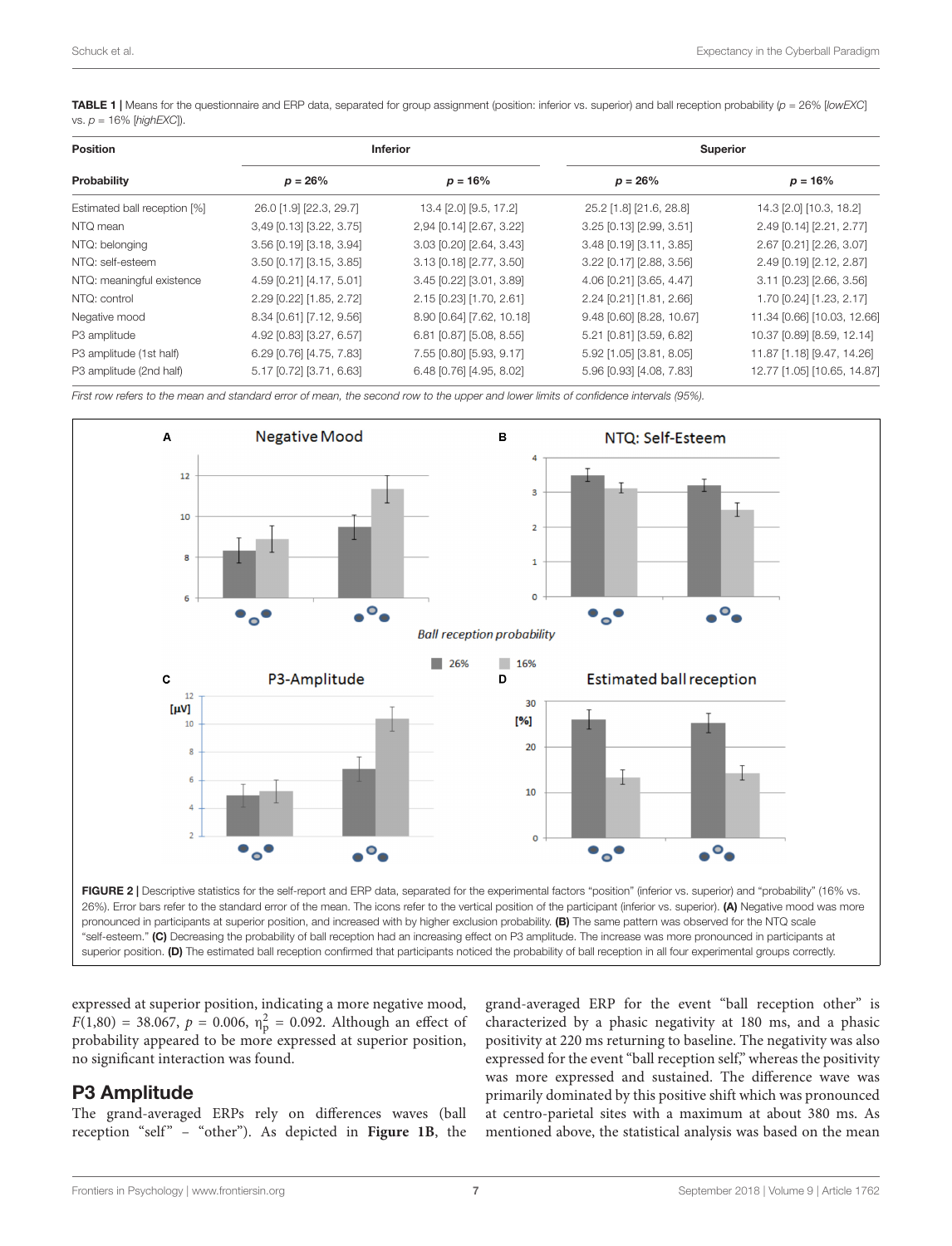**TABLE 1 |** Means for the questionnaire and ERP data, separated for group assignment (position: inferior vs. superior) and ball reception probability (*p* = 26% [*lowEXC*] vs. *p* = 16% [*highEXC*]).

| Position | Inferior | | Superior | |
|---|---|---|---|---|
| **Probability** | ***p* = 26%** | ***p* = 16%** | ***p* = 26%** | ***p* = 16%** |
| Estimated ball reception [%] | 26.0 [1.9] [22.3, 29.7] | 13.4 [2.0] [9.5, 17.2] | 25.2 [1.8] [21.6, 28.8] | 14.3 [2.0] [10.3, 18.2] |
| NTQ mean | 3,49 [0.13] [3.22, 3.75] | 2,94 [0.14] [2.67, 3.22] | 3.25 [0.13] [2.99, 3.51] | 2.49 [0.14] [2.21, 2.77] |
| NTQ: belonging | 3.56 [0.19] [3.18, 3.94] | 3.03 [0.20] [2.64, 3.43] | 3.48 [0.19] [3.11, 3.85] | 2.67 [0.21] [2.26, 3.07] |
| NTQ: self-esteem | 3.50 [0.17] [3.15, 3.85] | 3.13 [0.18] [2.77, 3.50] | 3.22 [0.17] [2.88, 3.56] | 2.49 [0.19] [2.12, 2.87] |
| NTQ: meaningful existence | 4.59 [0.21] [4.17, 5.01] | 3.45 [0.22] [3.01, 3.89] | 4.06 [0.21] [3.65, 4.47] | 3.11 [0.23] [2.66, 3.56] |
| NTQ: control | 2.29 [0.22] [1.85, 2.72] | 2.15 [0.23] [1.70, 2.61] | 2.24 [0.21] [1.81, 2.66] | 1.70 [0.24] [1.23, 2.17] |
| Negative mood | 8.34 [0.61] [7.12, 9.56] | 8.90 [0.64] [7.62, 10.18] | 9.48 [0.60] [8.28, 10.67] | 11.34 [0.66] [10.03, 12.66] |
| P3 amplitude | 4.92 [0.83] [3.27, 6.57] | 6.81 [0.87] [5.08, 8.55] | 5.21 [0.81] [3.59, 6.82] | 10.37 [0.89] [8.59, 12.14] |
| P3 amplitude (1st half) | 6.29 [0.76] [4.75, 7.83] | 7.55 [0.80] [5.93, 9.17] | 5.92 [1.05] [3.81, 8.05] | 11.87 [1.18] [9.47, 14.26] |
| P3 amplitude (2nd half) | 5.17 [0.72] [3.71, 6.63] | 6.48 [0.76] [4.95, 8.02] | 5.96 [0.93] [4.08, 7.83] | 12.77 [1.05] [10.65, 14.87] |

*First row refers to the mean and standard error of mean, the second row to the upper and lower limits of confidence intervals (95%).*

**FIGURE 2 |** Descriptive statistics for the self-report and ERP data, separated for the experimental factors "position" (inferior vs. superior) and "probability" (16% vs. 26%). Error bars refer to the standard error of the mean. The icons refer to the vertical position of the participant (inferior vs. superior). **(A)** Negative mood was more pronounced in participants at superior position, and increased with by higher exclusion probability. **(B)** The same pattern was observed for the NTQ scale "self-esteem." **(C)** Decreasing the probability of ball reception had an increasing effect on P3 amplitude. The increase was more pronounced in participants at superior position. **(D)** The estimated ball reception confirmed that participants noticed the probability of ball reception in all four experimental groups correctly.

expressed at superior position, indicating a more negative mood, $F(1,80) = 38.067$, $p = 0.006$, $\eta_p^2 = 0.092$. Although an effect of probability appeared to be more expressed at superior position, no significant interaction was found.

## P3 Amplitude

The grand-averaged ERPs rely on differences waves (ball reception "self" − "other"). As depicted in **Figure 1B**, the grand-averaged ERP for the event "ball reception other" is characterized by a phasic negativity at 180 ms, and a phasic positivity at 220 ms returning to baseline. The negativity was also expressed for the event "ball reception self," whereas the positivity was more expressed and sustained. The difference wave was primarily dominated by this positive shift which was pronounced at centro-parietal sites with a maximum at about 380 ms. As mentioned above, the statistical analysis was based on the mean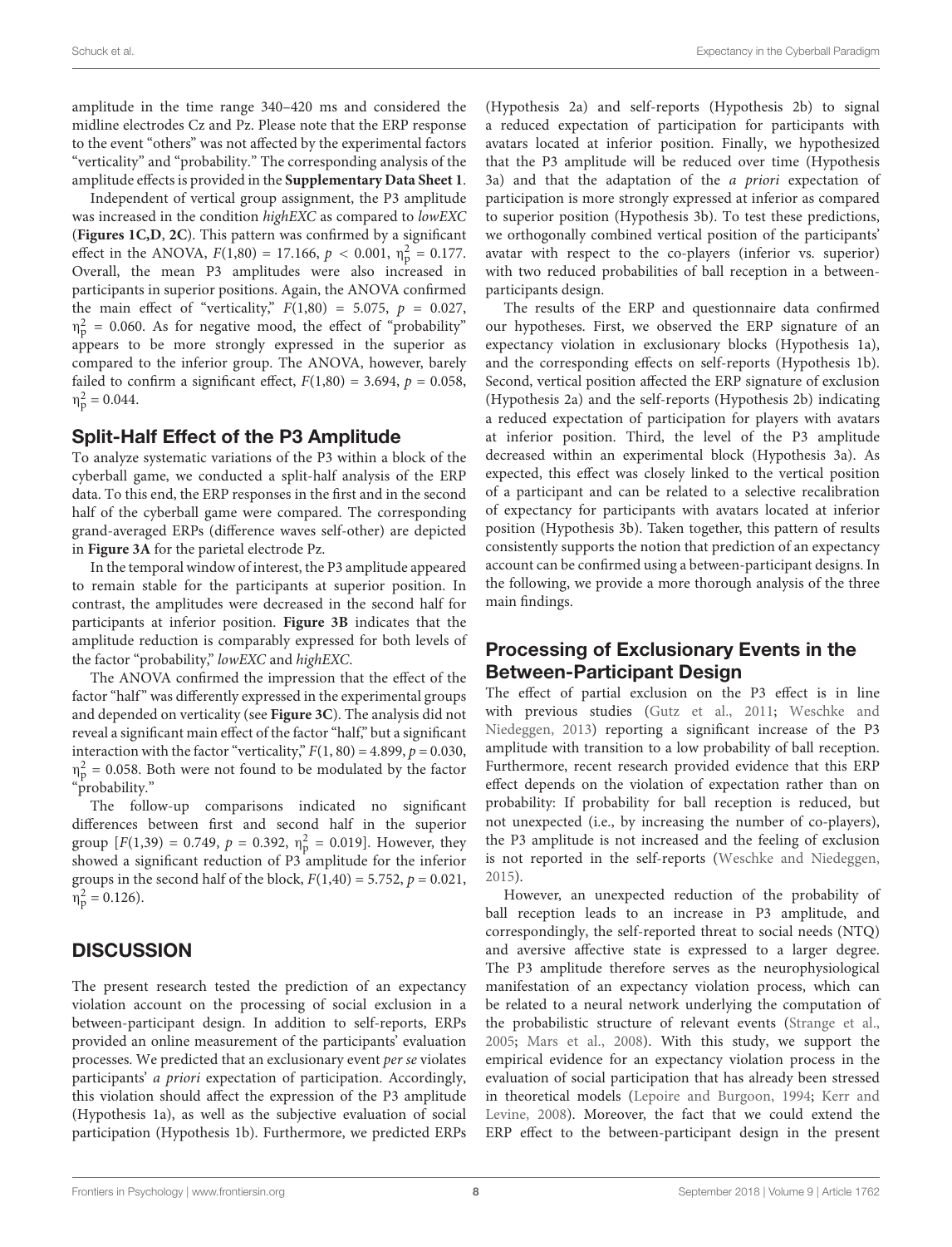amplitude in the time range 340–420 ms and considered the midline electrodes Cz and Pz. Please note that the ERP response to the event "others" was not affected by the experimental factors "verticality" and "probability." The corresponding analysis of the amplitude effects is provided in the **Supplementary Data Sheet 1**.

Independent of vertical group assignment, the P3 amplitude was increased in the condition *highEXC* as compared to *lowEXC* (**Figures 1C,D**, **2C**). This pattern was confirmed by a significant effect in the ANOVA, $F(1,80) = 17.166$, $p < 0.001$, $\eta_p^2 = 0.177$. Overall, the mean P3 amplitudes were also increased in participants in superior positions. Again, the ANOVA confirmed the main effect of "verticality," $F(1,80) = 5.075$, $p = 0.027$, $\eta_p^2 = 0.060$. As for negative mood, the effect of "probability" appears to be more strongly expressed in the superior as compared to the inferior group. The ANOVA, however, barely failed to confirm a significant effect, $F(1,80) = 3.694$, $p = 0.058$, $\eta_p^2 = 0.044$.

## Split-Half Effect of the P3 Amplitude

To analyze systematic variations of the P3 within a block of the cyberball game, we conducted a split-half analysis of the ERP data. To this end, the ERP responses in the first and in the second half of the cyberball game were compared. The corresponding grand-averaged ERPs (difference waves self-other) are depicted in **Figure 3A** for the parietal electrode Pz.

In the temporal window of interest, the P3 amplitude appeared to remain stable for the participants at superior position. In contrast, the amplitudes were decreased in the second half for participants at inferior position. **Figure 3B** indicates that the amplitude reduction is comparably expressed for both levels of the factor "probability," *lowEXC* and *highEXC*.

The ANOVA confirmed the impression that the effect of the factor "half" was differently expressed in the experimental groups and depended on verticality (see **Figure 3C**). The analysis did not reveal a significant main effect of the factor "half," but a significant interaction with the factor "verticality," $F(1, 80) = 4.899$, $p = 0.030$, $\eta_p^2 = 0.058$. Both were not found to be modulated by the factor "probability."

The follow-up comparisons indicated no significant differences between first and second half in the superior group [$F(1,39) = 0.749$, $p = 0.392$, $\eta_p^2 = 0.019$]. However, they showed a significant reduction of P3 amplitude for the inferior groups in the second half of the block, $F(1,40) = 5.752$, $p = 0.021$, $\eta_p^2 = 0.126$).

# DISCUSSION

The present research tested the prediction of an expectancy violation account on the processing of social exclusion in a between-participant design. In addition to self-reports, ERPs provided an online measurement of the participants' evaluation processes. We predicted that an exclusionary event *per se* violates participants' *a priori* expectation of participation. Accordingly, this violation should affect the expression of the P3 amplitude (Hypothesis 1a), as well as the subjective evaluation of social participation (Hypothesis 1b). Furthermore, we predicted ERPs (Hypothesis 2a) and self-reports (Hypothesis 2b) to signal a reduced expectation of participation for participants with avatars located at inferior position. Finally, we hypothesized that the P3 amplitude will be reduced over time (Hypothesis 3a) and that the adaptation of the *a priori* expectation of participation is more strongly expressed at inferior as compared to superior position (Hypothesis 3b). To test these predictions, we orthogonally combined vertical position of the participants' avatar with respect to the co-players (inferior vs. superior) with two reduced probabilities of ball reception in a between-participants design.

The results of the ERP and questionnaire data confirmed our hypotheses. First, we observed the ERP signature of an expectancy violation in exclusionary blocks (Hypothesis 1a), and the corresponding effects on self-reports (Hypothesis 1b). Second, vertical position affected the ERP signature of exclusion (Hypothesis 2a) and the self-reports (Hypothesis 2b) indicating a reduced expectation of participation for players with avatars at inferior position. Third, the level of the P3 amplitude decreased within an experimental block (Hypothesis 3a). As expected, this effect was closely linked to the vertical position of a participant and can be related to a selective recalibration of expectancy for participants with avatars located at inferior position (Hypothesis 3b). Taken together, this pattern of results consistently supports the notion that prediction of an expectancy account can be confirmed using a between-participant designs. In the following, we provide a more thorough analysis of the three main findings.

## Processing of Exclusionary Events in the Between-Participant Design

The effect of partial exclusion on the P3 effect is in line with previous studies (Gutz et al., 2011; Weschke and Niedeggen, 2013) reporting a significant increase of the P3 amplitude with transition to a low probability of ball reception. Furthermore, recent research provided evidence that this ERP effect depends on the violation of expectation rather than on probability: If probability for ball reception is reduced, but not unexpected (i.e., by increasing the number of co-players), the P3 amplitude is not increased and the feeling of exclusion is not reported in the self-reports (Weschke and Niedeggen, 2015).

However, an unexpected reduction of the probability of ball reception leads to an increase in P3 amplitude, and correspondingly, the self-reported threat to social needs (NTQ) and aversive affective state is expressed to a larger degree. The P3 amplitude therefore serves as the neurophysiological manifestation of an expectancy violation process, which can be related to a neural network underlying the computation of the probabilistic structure of relevant events (Strange et al., 2005; Mars et al., 2008). With this study, we support the empirical evidence for an expectancy violation process in the evaluation of social participation that has already been stressed in theoretical models (Lepoire and Burgoon, 1994; Kerr and Levine, 2008). Moreover, the fact that we could extend the ERP effect to the between-participant design in the present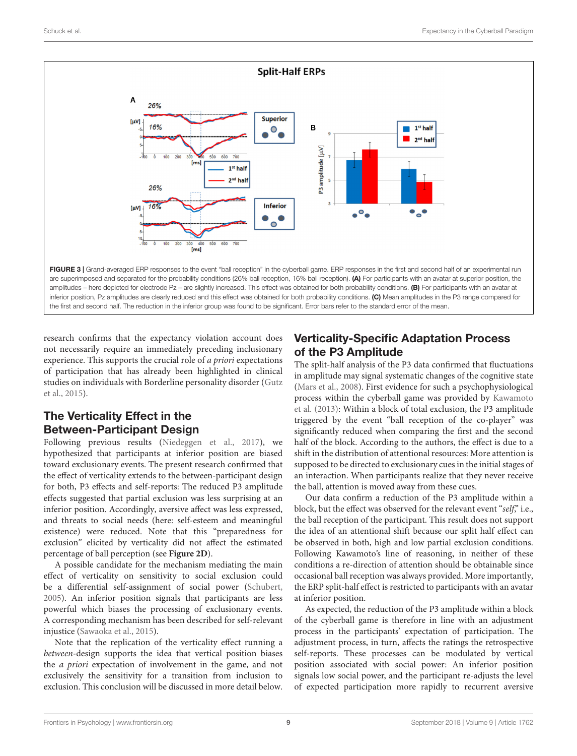FIGURE 3 | Grand-averaged ERP responses to the event "ball reception" in the cyberball game. ERP responses in the first and second half of an experimental run are superimposed and separated for the probability conditions (26% ball reception, 16% ball reception). **(A)** For participants with an avatar at superior position, the amplitudes – here depicted for electrode Pz – are slightly increased. This effect was obtained for both probability conditions. **(B)** For participants with an avatar at inferior position, Pz amplitudes are clearly reduced and this effect was obtained for both probability conditions. **(C)** Mean amplitudes in the P3 range compared for the first and second half. The reduction in the inferior group was found to be significant. Error bars refer to the standard error of the mean.

research confirms that the expectancy violation account does not necessarily require an immediately preceding inclusionary experience. This supports the crucial role of *a priori* expectations of participation that has already been highlighted in clinical studies on individuals with Borderline personality disorder (Gutz et al., 2015).

## The Verticality Effect in the Between-Participant Design

Following previous results (Niedeggen et al., 2017), we hypothesized that participants at inferior position are biased toward exclusionary events. The present research confirmed that the effect of verticality extends to the between-participant design for both, P3 effects and self-reports: The reduced P3 amplitude effects suggested that partial exclusion was less surprising at an inferior position. Accordingly, aversive affect was less expressed, and threats to social needs (here: self-esteem and meaningful existence) were reduced. Note that this "preparedness for exclusion" elicited by verticality did not affect the estimated percentage of ball perception (see **Figure 2D**).

A possible candidate for the mechanism mediating the main effect of verticality on sensitivity to social exclusion could be a differential self-assignment of social power (Schubert, 2005). An inferior position signals that participants are less powerful which biases the processing of exclusionary events. A corresponding mechanism has been described for self-relevant injustice (Sawaoka et al., 2015).

Note that the replication of the verticality effect running a *between*-design supports the idea that vertical position biases the *a priori* expectation of involvement in the game, and not exclusively the sensitivity for a transition from inclusion to exclusion. This conclusion will be discussed in more detail below.

## Verticality-Specific Adaptation Process of the P3 Amplitude

The split-half analysis of the P3 data confirmed that fluctuations in amplitude may signal systematic changes of the cognitive state (Mars et al., 2008). First evidence for such a psychophysiological process within the cyberball game was provided by Kawamoto et al. (2013): Within a block of total exclusion, the P3 amplitude triggered by the event "ball reception of the co-player" was significantly reduced when comparing the first and the second half of the block. According to the authors, the effect is due to a shift in the distribution of attentional resources: More attention is supposed to be directed to exclusionary cues in the initial stages of an interaction. When participants realize that they never receive the ball, attention is moved away from these cues.

Our data confirm a reduction of the P3 amplitude within a block, but the effect was observed for the relevant event "*self*," i.e., the ball reception of the participant. This result does not support the idea of an attentional shift because our split half effect can be observed in both, high and low partial exclusion conditions. Following Kawamoto's line of reasoning, in neither of these conditions a re-direction of attention should be obtainable since occasional ball reception was always provided. More importantly, the ERP split-half effect is restricted to participants with an avatar at inferior position.

As expected, the reduction of the P3 amplitude within a block of the cyberball game is therefore in line with an adjustment process in the participants' expectation of participation. The adjustment process, in turn, affects the ratings the retrospective self-reports. These processes can be modulated by vertical position associated with social power: An inferior position signals low social power, and the participant re-adjusts the level of expected participation more rapidly to recurrent aversive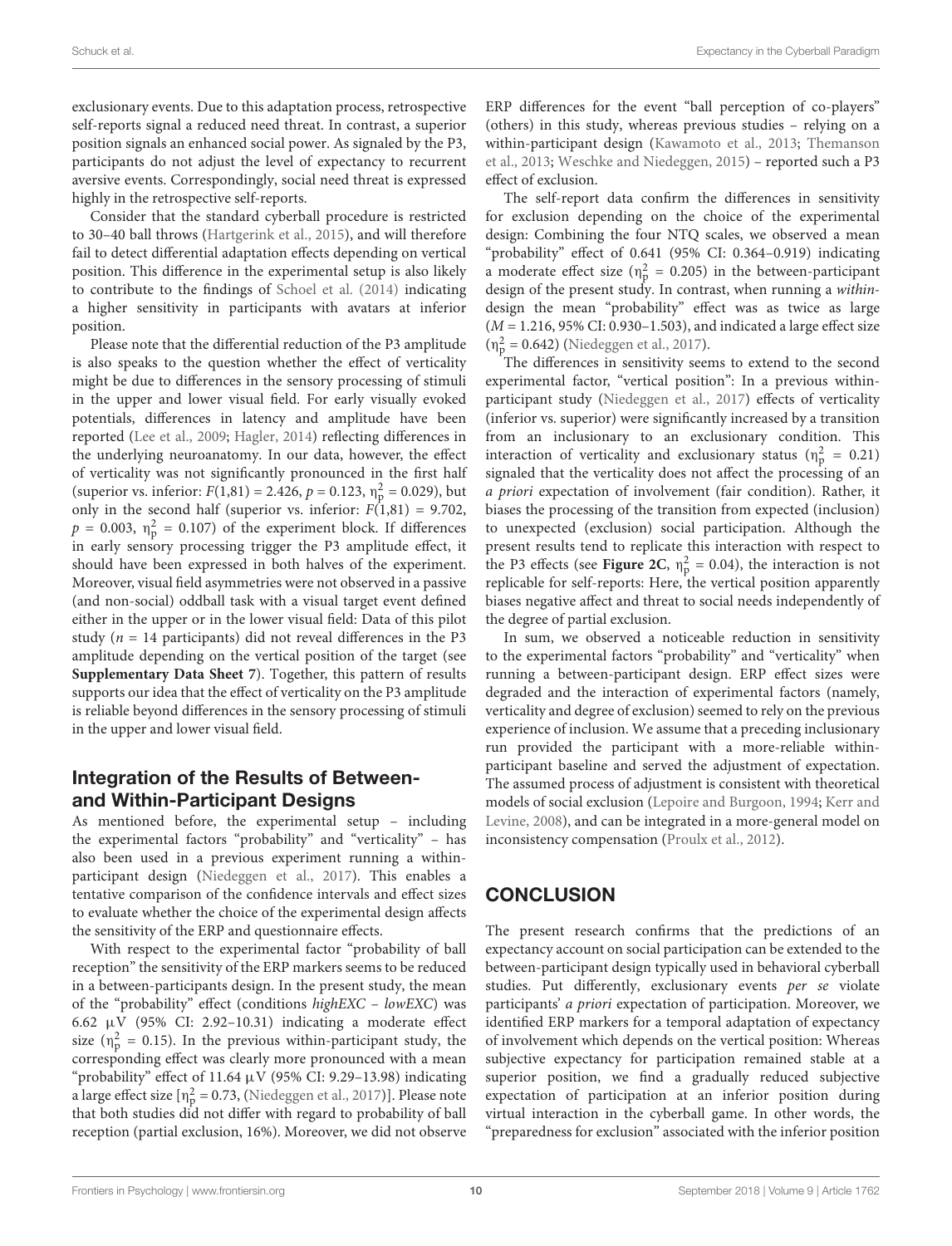exclusionary events. Due to this adaptation process, retrospective self-reports signal a reduced need threat. In contrast, a superior position signals an enhanced social power. As signaled by the P3, participants do not adjust the level of expectancy to recurrent aversive events. Correspondingly, social need threat is expressed highly in the retrospective self-reports.

Consider that the standard cyberball procedure is restricted to 30–40 ball throws (Hartgerink et al., 2015), and will therefore fail to detect differential adaptation effects depending on vertical position. This difference in the experimental setup is also likely to contribute to the findings of Schoel et al. (2014) indicating a higher sensitivity in participants with avatars at inferior position.

Please note that the differential reduction of the P3 amplitude is also speaks to the question whether the effect of verticality might be due to differences in the sensory processing of stimuli in the upper and lower visual field. For early visually evoked potentials, differences in latency and amplitude have been reported (Lee et al., 2009; Hagler, 2014) reflecting differences in the underlying neuroanatomy. In our data, however, the effect of verticality was not significantly pronounced in the first half (superior vs. inferior: $F(1,81) = 2.426$, $p = 0.123$, $\eta_p^2 = 0.029$), but only in the second half (superior vs. inferior: $F(1,81) = 9.702$, $p = 0.003$, $\eta_p^2 = 0.107$) of the experiment block. If differences in early sensory processing trigger the P3 amplitude effect, it should have been expressed in both halves of the experiment. Moreover, visual field asymmetries were not observed in a passive (and non-social) oddball task with a visual target event defined either in the upper or in the lower visual field: Data of this pilot study ($n = 14$ participants) did not reveal differences in the P3 amplitude depending on the vertical position of the target (see **Supplementary Data Sheet 7**). Together, this pattern of results supports our idea that the effect of verticality on the P3 amplitude is reliable beyond differences in the sensory processing of stimuli in the upper and lower visual field.

## Integration of the Results of Between- and Within-Participant Designs

As mentioned before, the experimental setup – including the experimental factors "probability" and "verticality" – has also been used in a previous experiment running a within-participant design (Niedeggen et al., 2017). This enables a tentative comparison of the confidence intervals and effect sizes to evaluate whether the choice of the experimental design affects the sensitivity of the ERP and questionnaire effects.

With respect to the experimental factor "probability of ball reception" the sensitivity of the ERP markers seems to be reduced in a between-participants design. In the present study, the mean of the "probability" effect (conditions *highEXC – lowEXC*) was 6.62 μV (95% CI: 2.92–10.31) indicating a moderate effect size ($\eta_p^2 = 0.15$). In the previous within-participant study, the corresponding effect was clearly more pronounced with a mean "probability" effect of 11.64 μV (95% CI: 9.29–13.98) indicating a large effect size [$\eta_p^2 = 0.73$, (Niedeggen et al., 2017)]. Please note that both studies did not differ with regard to probability of ball reception (partial exclusion, 16%). Moreover, we did not observe ERP differences for the event "ball perception of co-players" (others) in this study, whereas previous studies – relying on a within-participant design (Kawamoto et al., 2013; Themanson et al., 2013; Weschke and Niedeggen, 2015) – reported such a P3 effect of exclusion.

The self-report data confirm the differences in sensitivity for exclusion depending on the choice of the experimental design: Combining the four NTQ scales, we observed a mean "probability" effect of 0.641 (95% CI: 0.364–0.919) indicating a moderate effect size ($\eta_p^2 = 0.205$) in the between-participant design of the present study. In contrast, when running a *within*-design the mean "probability" effect was as twice as large ($M = 1.216$, 95% CI: 0.930–1.503), and indicated a large effect size ($\eta_p^2 = 0.642$) (Niedeggen et al., 2017).

The differences in sensitivity seems to extend to the second experimental factor, "vertical position": In a previous within-participant study (Niedeggen et al., 2017) effects of verticality (inferior vs. superior) were significantly increased by a transition from an inclusionary to an exclusionary condition. This interaction of verticality and exclusionary status ($\eta_p^2 = 0.21$) signaled that the verticality does not affect the processing of an *a priori* expectation of involvement (fair condition). Rather, it biases the processing of the transition from expected (inclusion) to unexpected (exclusion) social participation. Although the present results tend to replicate this interaction with respect to the P3 effects (see **Figure 2C**, $\eta_p^2 = 0.04$), the interaction is not replicable for self-reports: Here, the vertical position apparently biases negative affect and threat to social needs independently of the degree of partial exclusion.

In sum, we observed a noticeable reduction in sensitivity to the experimental factors "probability" and "verticality" when running a between-participant design. ERP effect sizes were degraded and the interaction of experimental factors (namely, verticality and degree of exclusion) seemed to rely on the previous experience of inclusion. We assume that a preceding inclusionary run provided the participant with a more-reliable within-participant baseline and served the adjustment of expectation. The assumed process of adjustment is consistent with theoretical models of social exclusion (Lepoire and Burgoon, 1994; Kerr and Levine, 2008), and can be integrated in a more-general model on inconsistency compensation (Proulx et al., 2012).

# CONCLUSION

The present research confirms that the predictions of an expectancy account on social participation can be extended to the between-participant design typically used in behavioral cyberball studies. Put differently, exclusionary events *per se* violate participants' *a priori* expectation of participation. Moreover, we identified ERP markers for a temporal adaptation of expectancy of involvement which depends on the vertical position: Whereas subjective expectancy for participation remained stable at a superior position, we find a gradually reduced subjective expectation of participation at an inferior position during virtual interaction in the cyberball game. In other words, the "preparedness for exclusion" associated with the inferior position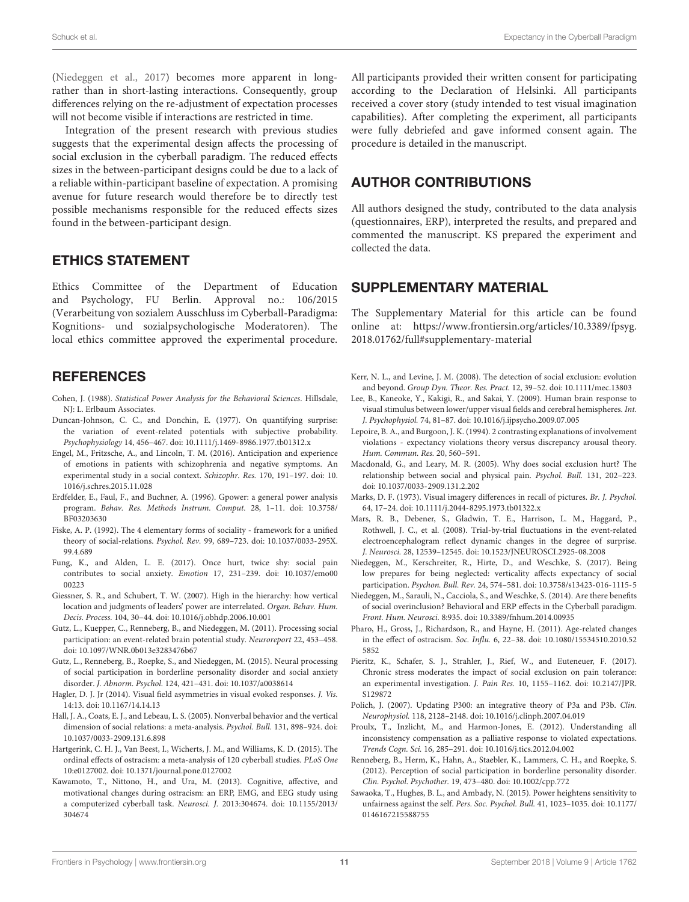(Niedeggen et al., 2017) becomes more apparent in long- rather than in short-lasting interactions. Consequently, group differences relying on the re-adjustment of expectation processes will not become visible if interactions are restricted in time.

Integration of the present research with previous studies suggests that the experimental design affects the processing of social exclusion in the cyberball paradigm. The reduced effects sizes in the between-participant designs could be due to a lack of a reliable within-participant baseline of expectation. A promising avenue for future research would therefore be to directly test possible mechanisms responsible for the reduced effects sizes found in the between-participant design.

## ETHICS STATEMENT

Ethics Committee of the Department of Education and Psychology, FU Berlin. Approval no.: 106/2015 (Verarbeitung von sozialem Ausschluss im Cyberball-Paradigma: Kognitions- und sozialpsychologische Moderatoren). The local ethics committee approved the experimental procedure. All participants provided their written consent for participating according to the Declaration of Helsinki. All participants received a cover story (study intended to test visual imagination capabilities). After completing the experiment, all participants were fully debriefed and gave informed consent again. The procedure is detailed in the manuscript.

## AUTHOR CONTRIBUTIONS

All authors designed the study, contributed to the data analysis (questionnaires, ERP), interpreted the results, and prepared and commented the manuscript. KS prepared the experiment and collected the data.

## SUPPLEMENTARY MATERIAL

The Supplementary Material for this article can be found online at: https://www.frontiersin.org/articles/10.3389/fpsyg.2018.01762/full#supplementary-material

## REFERENCES

Cohen, J. (1988). *Statistical Power Analysis for the Behavioral Sciences*. Hillsdale, NJ: L. Erlbaum Associates.

Duncan-Johnson, C. C., and Donchin, E. (1977). On quantifying surprise: the variation of event-related potentials with subjective probability. *Psychophysiology* 14, 456–467. doi: 10.1111/j.1469-8986.1977.tb01312.x

Engel, M., Fritzsche, A., and Lincoln, T. M. (2016). Anticipation and experience of emotions in patients with schizophrenia and negative symptoms. An experimental study in a social context. *Schizophr. Res.* 170, 191–197. doi: 10.1016/j.schres.2015.11.028

Erdfelder, E., Faul, F., and Buchner, A. (1996). Gpower: a general power analysis program. *Behav. Res. Methods Instrum. Comput.* 28, 1–11. doi: 10.3758/BF03203630

Fiske, A. P. (1992). The 4 elementary forms of sociality - framework for a unified theory of social-relations. *Psychol. Rev.* 99, 689–723. doi: 10.1037/0033-295X.99.4.689

Fung, K., and Alden, L. E. (2017). Once hurt, twice shy: social pain contributes to social anxiety. *Emotion* 17, 231–239. doi: 10.1037/emo0000223

Giessner, S. R., and Schubert, T. W. (2007). High in the hierarchy: how vertical location and judgments of leaders' power are interrelated. *Organ. Behav. Hum. Decis. Process.* 104, 30–44. doi: 10.1016/j.obhdp.2006.10.001

Gutz, L., Kuepper, C., Renneberg, B., and Niedeggen, M. (2011). Processing social participation: an event-related brain potential study. *Neuroreport* 22, 453–458. doi: 10.1097/WNR.0b013e3283476b67

Gutz, L., Renneberg, B., Roepke, S., and Niedeggen, M. (2015). Neural processing of social participation in borderline personality disorder and social anxiety disorder. *J. Abnorm. Psychol.* 124, 421–431. doi: 10.1037/a0038614

Hagler, D. J. Jr (2014). Visual field asymmetries in visual evoked responses. *J. Vis.* 14:13. doi: 10.1167/14.14.13

Hall, J. A., Coats, E. J., and Lebeau, L. S. (2005). Nonverbal behavior and the vertical dimension of social relations: a meta-analysis. *Psychol. Bull.* 131, 898–924. doi: 10.1037/0033-2909.131.6.898

Hartgerink, C. H. J., Van Beest, I., Wicherts, J. M., and Williams, K. D. (2015). The ordinal effects of ostracism: a meta-analysis of 120 cyberball studies. *PLoS One* 10:e0127002. doi: 10.1371/journal.pone.0127002

Kawamoto, T., Nittono, H., and Ura, M. (2013). Cognitive, affective, and motivational changes during ostracism: an ERP, EMG, and EEG study using a computerized cyberball task. *Neurosci. J.* 2013:304674. doi: 10.1155/2013/304674

Kerr, N. L., and Levine, J. M. (2008). The detection of social exclusion: evolution and beyond. *Group Dyn. Theor. Res. Pract.* 12, 39–52. doi: 10.1111/mec.13803

Lee, B., Kaneoke, Y., Kakigi, R., and Sakai, Y. (2009). Human brain response to visual stimulus between lower/upper visual fields and cerebral hemispheres. *Int. J. Psychophysiol.* 74, 81–87. doi: 10.1016/j.ijpsycho.2009.07.005

Lepoire, B. A., and Burgoon, J. K. (1994). 2 contrasting explanations of involvement violations - expectancy violations theory versus discrepancy arousal theory. *Hum. Commun. Res.* 20, 560–591.

Macdonald, G., and Leary, M. R. (2005). Why does social exclusion hurt? The relationship between social and physical pain. *Psychol. Bull.* 131, 202–223. doi: 10.1037/0033-2909.131.2.202

Marks, D. F. (1973). Visual imagery differences in recall of pictures. *Br. J. Psychol.* 64, 17–24. doi: 10.1111/j.2044-8295.1973.tb01322.x

Mars, R. B., Debener, S., Gladwin, T. E., Harrison, L. M., Haggard, P., Rothwell, J. C., et al. (2008). Trial-by-trial fluctuations in the event-related electroencephalogram reflect dynamic changes in the degree of surprise. *J. Neurosci.* 28, 12539–12545. doi: 10.1523/JNEUROSCI.2925-08.2008

Niedeggen, M., Kerschreiter, R., Hirte, D., and Weschke, S. (2017). Being low prepares for being neglected: verticality affects expectancy of social participation. *Psychon. Bull. Rev.* 24, 574–581. doi: 10.3758/s13423-016-1115-5

Niedeggen, M., Sarauli, N., Cacciola, S., and Weschke, S. (2014). Are there benefits of social overinclusion? Behavioral and ERP effects in the Cyberball paradigm. *Front. Hum. Neurosci.* 8:935. doi: 10.3389/fnhum.2014.00935

Pharo, H., Gross, J., Richardson, R., and Hayne, H. (2011). Age-related changes in the effect of ostracism. *Soc. Influ.* 6, 22–38. doi: 10.1080/15534510.2010.525852

Pieritz, K., Schafer, S. J., Strahler, J., Rief, W., and Euteneuer, F. (2017). Chronic stress moderates the impact of social exclusion on pain tolerance: an experimental investigation. *J. Pain Res.* 10, 1155–1162. doi: 10.2147/JPR.S129872

Polich, J. (2007). Updating P300: an integrative theory of P3a and P3b. *Clin. Neurophysiol.* 118, 2128–2148. doi: 10.1016/j.clinph.2007.04.019

Proulx, T., Inzlicht, M., and Harmon-Jones, E. (2012). Understanding all inconsistency compensation as a palliative response to violated expectations. *Trends Cogn. Sci.* 16, 285–291. doi: 10.1016/j.tics.2012.04.002

Renneberg, B., Herm, K., Hahn, A., Staebler, K., Lammers, C. H., and Roepke, S. (2012). Perception of social participation in borderline personality disorder. *Clin. Psychol. Psychother.* 19, 473–480. doi: 10.1002/cpp.772

Sawaoka, T., Hughes, B. L., and Ambady, N. (2015). Power heightens sensitivity to unfairness against the self. *Pers. Soc. Psychol. Bull.* 41, 1023–1035. doi: 10.1177/0146167215588755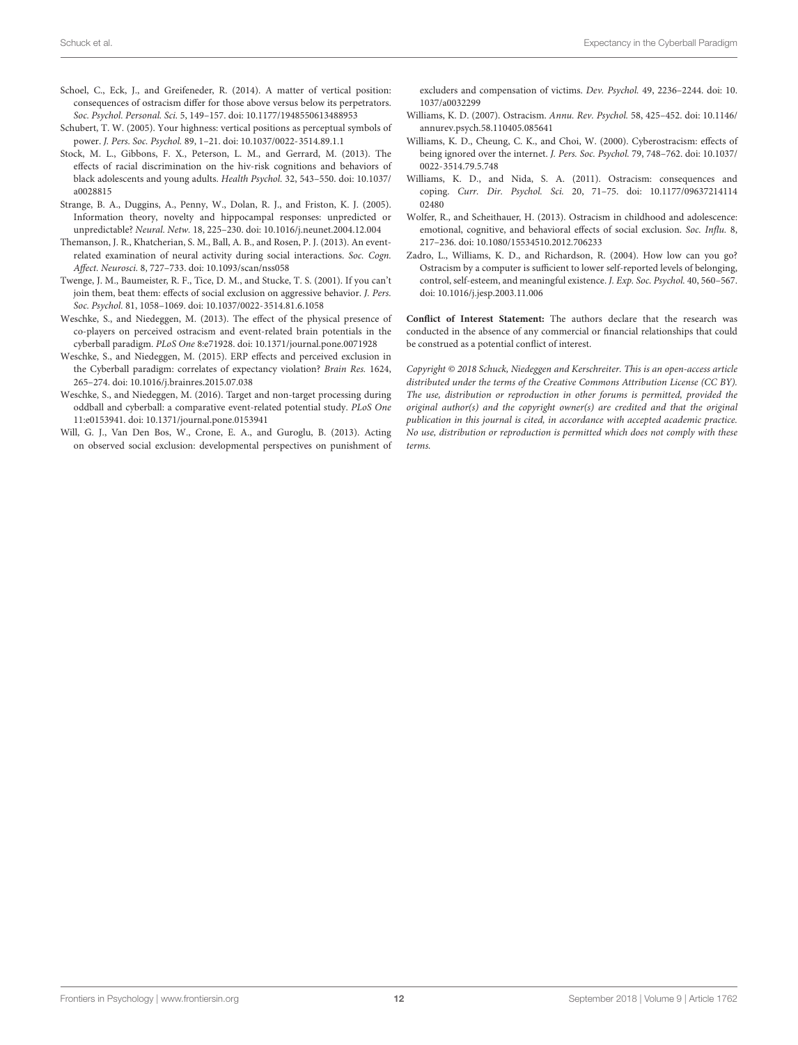Schoel, C., Eck, J., and Greifeneder, R. (2014). A matter of vertical position: consequences of ostracism differ for those above versus below its perpetrators. *Soc. Psychol. Personal. Sci.* 5, 149–157. doi: 10.1177/1948550613488953

Schubert, T. W. (2005). Your highness: vertical positions as perceptual symbols of power. *J. Pers. Soc. Psychol.* 89, 1–21. doi: 10.1037/0022-3514.89.1.1

Stock, M. L., Gibbons, F. X., Peterson, L. M., and Gerrard, M. (2013). The effects of racial discrimination on the hiv-risk cognitions and behaviors of black adolescents and young adults. *Health Psychol.* 32, 543–550. doi: 10.1037/a0028815

Strange, B. A., Duggins, A., Penny, W., Dolan, R. J., and Friston, K. J. (2005). Information theory, novelty and hippocampal responses: unpredicted or unpredictable? *Neural. Netw.* 18, 225–230. doi: 10.1016/j.neunet.2004.12.004

Themanson, J. R., Khatcherian, S. M., Ball, A. B., and Rosen, P. J. (2013). An event-related examination of neural activity during social interactions. *Soc. Cogn. Affect. Neurosci.* 8, 727–733. doi: 10.1093/scan/nss058

Twenge, J. M., Baumeister, R. F., Tice, D. M., and Stucke, T. S. (2001). If you can't join them, beat them: effects of social exclusion on aggressive behavior. *J. Pers. Soc. Psychol.* 81, 1058–1069. doi: 10.1037/0022-3514.81.6.1058

Weschke, S., and Niedeggen, M. (2013). The effect of the physical presence of co-players on perceived ostracism and event-related brain potentials in the cyberball paradigm. *PLoS One* 8:e71928. doi: 10.1371/journal.pone.0071928

Weschke, S., and Niedeggen, M. (2015). ERP effects and perceived exclusion in the Cyberball paradigm: correlates of expectancy violation? *Brain Res.* 1624, 265–274. doi: 10.1016/j.brainres.2015.07.038

Weschke, S., and Niedeggen, M. (2016). Target and non-target processing during oddball and cyberball: a comparative event-related potential study. *PLoS One* 11:e0153941. doi: 10.1371/journal.pone.0153941

Will, G. J., Van Den Bos, W., Crone, E. A., and Guroglu, B. (2013). Acting on observed social exclusion: developmental perspectives on punishment of excluders and compensation of victims. *Dev. Psychol.* 49, 2236–2244. doi: 10.1037/a0032299

Williams, K. D. (2007). Ostracism. *Annu. Rev. Psychol.* 58, 425–452. doi: 10.1146/annurev.psych.58.110405.085641

Williams, K. D., Cheung, C. K., and Choi, W. (2000). Cyberostracism: effects of being ignored over the internet. *J. Pers. Soc. Psychol.* 79, 748–762. doi: 10.1037/0022-3514.79.5.748

Williams, K. D., and Nida, S. A. (2011). Ostracism: consequences and coping. *Curr. Dir. Psychol. Sci.* 20, 71–75. doi: 10.1177/0963721411402480

Wolfer, R., and Scheithauer, H. (2013). Ostracism in childhood and adolescence: emotional, cognitive, and behavioral effects of social exclusion. *Soc. Influ.* 8, 217–236. doi: 10.1080/15534510.2012.706233

Zadro, L., Williams, K. D., and Richardson, R. (2004). How low can you go? Ostracism by a computer is sufficient to lower self-reported levels of belonging, control, self-esteem, and meaningful existence. *J. Exp. Soc. Psychol.* 40, 560–567. doi: 10.1016/j.jesp.2003.11.006

**Conflict of Interest Statement:** The authors declare that the research was conducted in the absence of any commercial or financial relationships that could be construed as a potential conflict of interest.

*Copyright © 2018 Schuck, Niedeggen and Kerschreiter. This is an open-access article distributed under the terms of the Creative Commons Attribution License (CC BY). The use, distribution or reproduction in other forums is permitted, provided the original author(s) and the copyright owner(s) are credited and that the original publication in this journal is cited, in accordance with accepted academic practice. No use, distribution or reproduction is permitted which does not comply with these terms.*